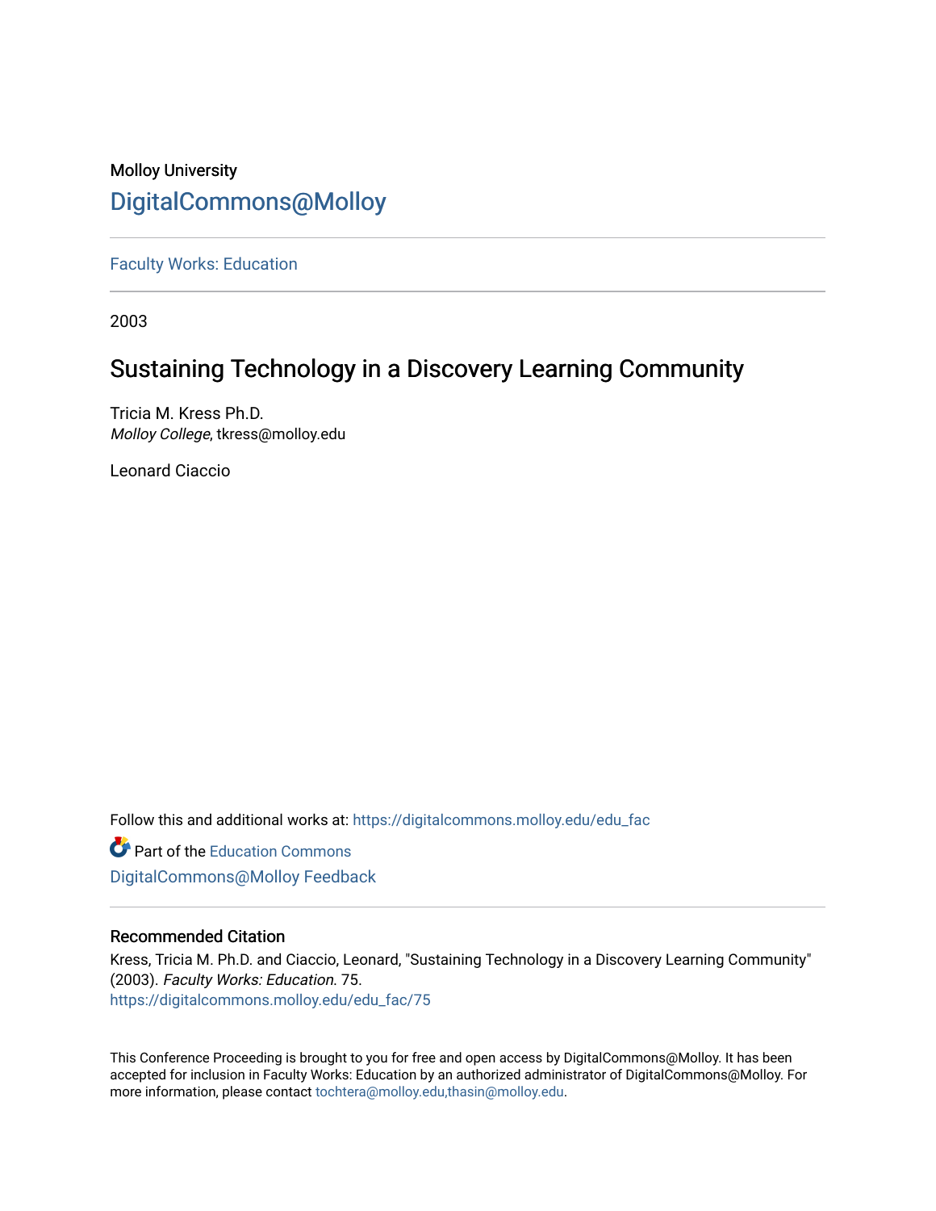Molloy University

DigitalCommons@Molloy

Faculty Works: Education

2003

# Sustaining Technology in a Discovery Learning Community

Tricia M. Kress Ph.D.
*Molloy College*, tkress@molloy.edu

Leonard Ciaccio

Follow this and additional works at: https://digitalcommons.molloy.edu/edu_fac

Part of the Education Commons

DigitalCommons@Molloy Feedback

## Recommended Citation

Kress, Tricia M. Ph.D. and Ciaccio, Leonard, "Sustaining Technology in a Discovery Learning Community" (2003). *Faculty Works: Education*. 75.
https://digitalcommons.molloy.edu/edu_fac/75

This Conference Proceeding is brought to you for free and open access by DigitalCommons@Molloy. It has been accepted for inclusion in Faculty Works: Education by an authorized administrator of DigitalCommons@Molloy. For more information, please contact tochtera@molloy.edu,thasin@molloy.edu.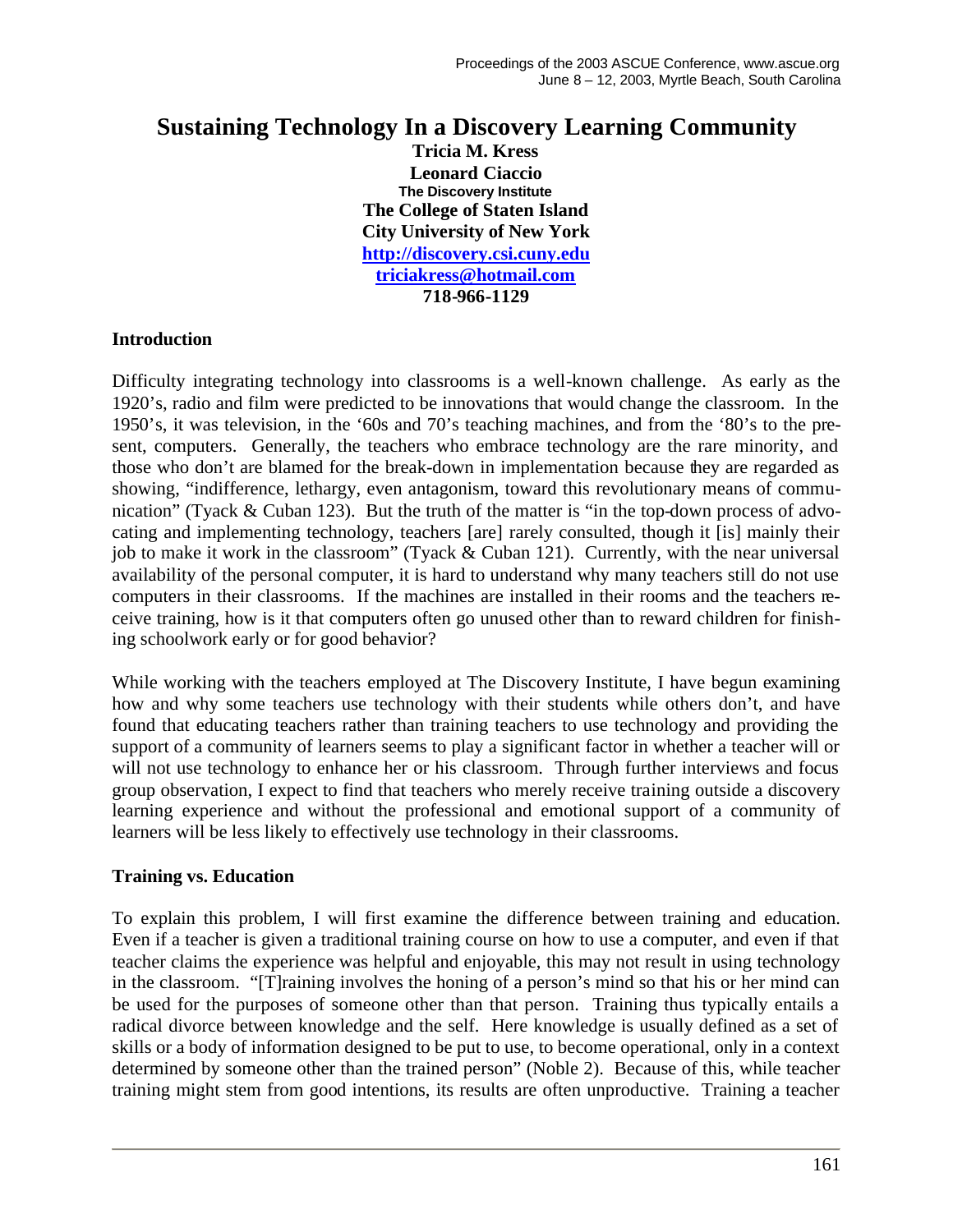# Sustaining Technology In a Discovery Learning Community

**Tricia M. Kress**
**Leonard Ciaccio**
**The Discovery Institute**
**The College of Staten Island**
**City University of New York**
**http://discovery.csi.cuny.edu**
**triciakress@hotmail.com**
**718-966-1129**

## Introduction

Difficulty integrating technology into classrooms is a well-known challenge. As early as the 1920's, radio and film were predicted to be innovations that would change the classroom. In the 1950's, it was television, in the '60s and 70's teaching machines, and from the '80's to the present, computers. Generally, the teachers who embrace technology are the rare minority, and those who don't are blamed for the break-down in implementation because they are regarded as showing, "indifference, lethargy, even antagonism, toward this revolutionary means of communication" (Tyack & Cuban 123). But the truth of the matter is "in the top-down process of advocating and implementing technology, teachers [are] rarely consulted, though it [is] mainly their job to make it work in the classroom" (Tyack & Cuban 121). Currently, with the near universal availability of the personal computer, it is hard to understand why many teachers still do not use computers in their classrooms. If the machines are installed in their rooms and the teachers receive training, how is it that computers often go unused other than to reward children for finishing schoolwork early or for good behavior?

While working with the teachers employed at The Discovery Institute, I have begun examining how and why some teachers use technology with their students while others don't, and have found that educating teachers rather than training teachers to use technology and providing the support of a community of learners seems to play a significant factor in whether a teacher will or will not use technology to enhance her or his classroom. Through further interviews and focus group observation, I expect to find that teachers who merely receive training outside a discovery learning experience and without the professional and emotional support of a community of learners will be less likely to effectively use technology in their classrooms.

## Training vs. Education

To explain this problem, I will first examine the difference between training and education. Even if a teacher is given a traditional training course on how to use a computer, and even if that teacher claims the experience was helpful and enjoyable, this may not result in using technology in the classroom. "[T]raining involves the honing of a person's mind so that his or her mind can be used for the purposes of someone other than that person. Training thus typically entails a radical divorce between knowledge and the self. Here knowledge is usually defined as a set of skills or a body of information designed to be put to use, to become operational, only in a context determined by someone other than the trained person" (Noble 2). Because of this, while teacher training might stem from good intentions, its results are often unproductive. Training a teacher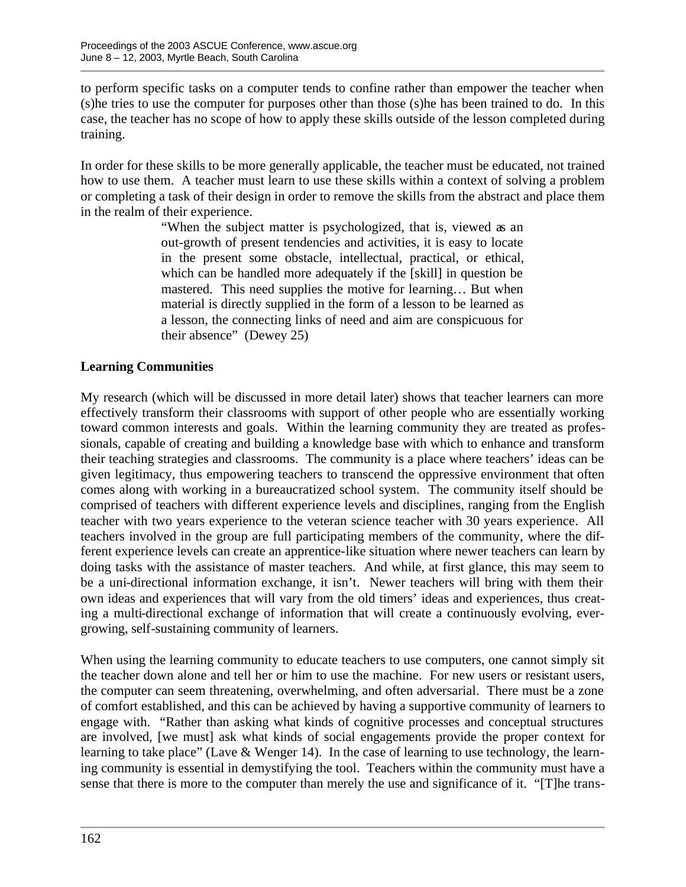to perform specific tasks on a computer tends to confine rather than empower the teacher when (s)he tries to use the computer for purposes other than those (s)he has been trained to do. In this case, the teacher has no scope of how to apply these skills outside of the lesson completed during training.

In order for these skills to be more generally applicable, the teacher must be educated, not trained how to use them. A teacher must learn to use these skills within a context of solving a problem or completing a task of their design in order to remove the skills from the abstract and place them in the realm of their experience.

> "When the subject matter is psychologized, that is, viewed as an out-growth of present tendencies and activities, it is easy to locate in the present some obstacle, intellectual, practical, or ethical, which can be handled more adequately if the [skill] in question be mastered. This need supplies the motive for learning… But when material is directly supplied in the form of a lesson to be learned as a lesson, the connecting links of need and aim are conspicuous for their absence" (Dewey 25)

**Learning Communities**

My research (which will be discussed in more detail later) shows that teacher learners can more effectively transform their classrooms with support of other people who are essentially working toward common interests and goals. Within the learning community they are treated as professionals, capable of creating and building a knowledge base with which to enhance and transform their teaching strategies and classrooms. The community is a place where teachers' ideas can be given legitimacy, thus empowering teachers to transcend the oppressive environment that often comes along with working in a bureaucratized school system. The community itself should be comprised of teachers with different experience levels and disciplines, ranging from the English teacher with two years experience to the veteran science teacher with 30 years experience. All teachers involved in the group are full participating members of the community, where the different experience levels can create an apprentice-like situation where newer teachers can learn by doing tasks with the assistance of master teachers. And while, at first glance, this may seem to be a uni-directional information exchange, it isn't. Newer teachers will bring with them their own ideas and experiences that will vary from the old timers' ideas and experiences, thus creating a multi-directional exchange of information that will create a continuously evolving, ever-growing, self-sustaining community of learners.

When using the learning community to educate teachers to use computers, one cannot simply sit the teacher down alone and tell her or him to use the machine. For new users or resistant users, the computer can seem threatening, overwhelming, and often adversarial. There must be a zone of comfort established, and this can be achieved by having a supportive community of learners to engage with. "Rather than asking what kinds of cognitive processes and conceptual structures are involved, [we must] ask what kinds of social engagements provide the proper context for learning to take place" (Lave & Wenger 14). In the case of learning to use technology, the learning community is essential in demystifying the tool. Teachers within the community must have a sense that there is more to the computer than merely the use and significance of it. "[T]he trans-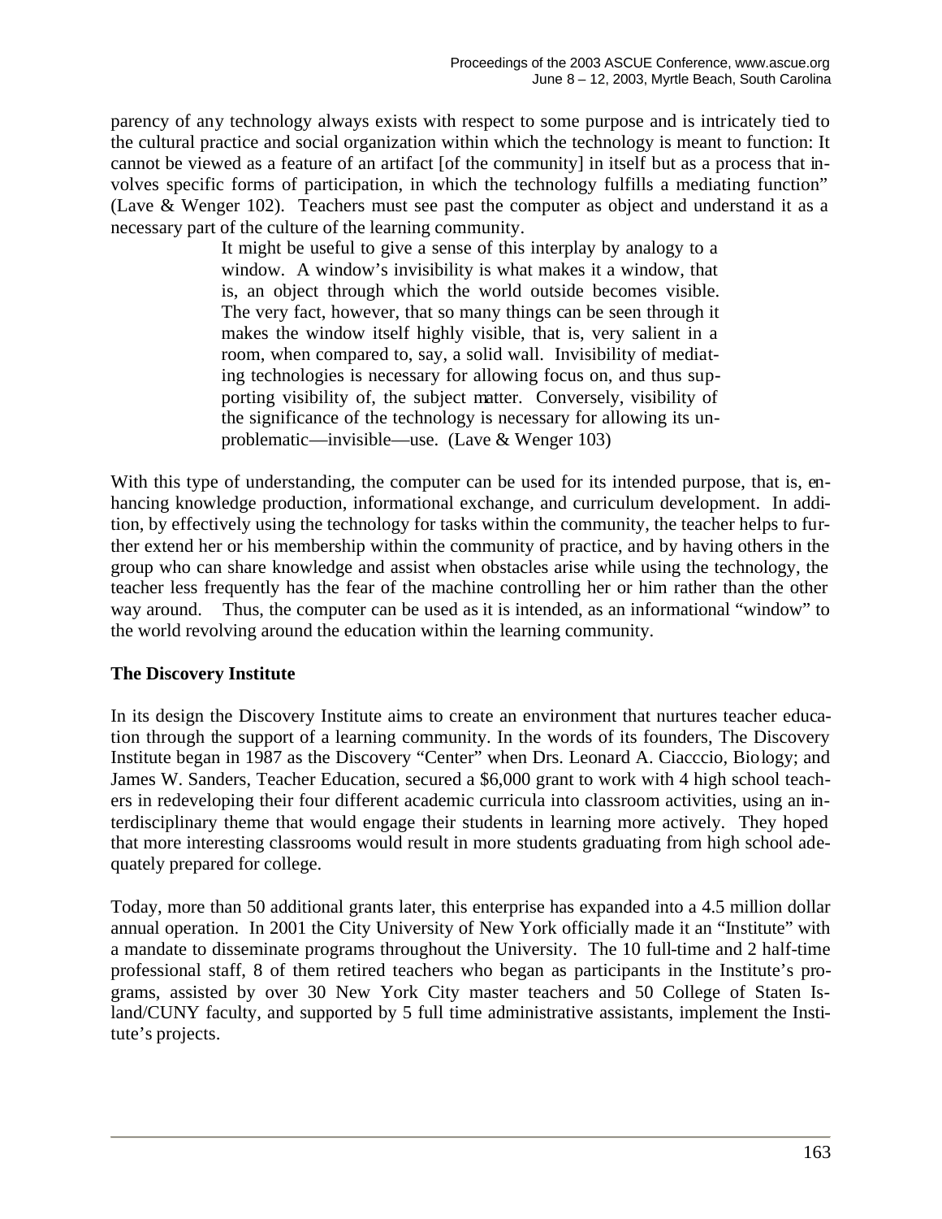parency of any technology always exists with respect to some purpose and is intricately tied to the cultural practice and social organization within which the technology is meant to function: It cannot be viewed as a feature of an artifact [of the community] in itself but as a process that involves specific forms of participation, in which the technology fulfills a mediating function" (Lave & Wenger 102). Teachers must see past the computer as object and understand it as a necessary part of the culture of the learning community.

> It might be useful to give a sense of this interplay by analogy to a window. A window's invisibility is what makes it a window, that is, an object through which the world outside becomes visible. The very fact, however, that so many things can be seen through it makes the window itself highly visible, that is, very salient in a room, when compared to, say, a solid wall. Invisibility of mediating technologies is necessary for allowing focus on, and thus supporting visibility of, the subject matter. Conversely, visibility of the significance of the technology is necessary for allowing its unproblematic—invisible—use. (Lave & Wenger 103)

With this type of understanding, the computer can be used for its intended purpose, that is, enhancing knowledge production, informational exchange, and curriculum development. In addition, by effectively using the technology for tasks within the community, the teacher helps to further extend her or his membership within the community of practice, and by having others in the group who can share knowledge and assist when obstacles arise while using the technology, the teacher less frequently has the fear of the machine controlling her or him rather than the other way around. Thus, the computer can be used as it is intended, as an informational "window" to the world revolving around the education within the learning community.

**The Discovery Institute**

In its design the Discovery Institute aims to create an environment that nurtures teacher education through the support of a learning community. In the words of its founders, The Discovery Institute began in 1987 as the Discovery "Center" when Drs. Leonard A. Ciacccio, Biology; and James W. Sanders, Teacher Education, secured a $6,000 grant to work with 4 high school teachers in redeveloping their four different academic curricula into classroom activities, using an interdisciplinary theme that would engage their students in learning more actively. They hoped that more interesting classrooms would result in more students graduating from high school adequately prepared for college.

Today, more than 50 additional grants later, this enterprise has expanded into a 4.5 million dollar annual operation. In 2001 the City University of New York officially made it an "Institute" with a mandate to disseminate programs throughout the University. The 10 full-time and 2 half-time professional staff, 8 of them retired teachers who began as participants in the Institute's programs, assisted by over 30 New York City master teachers and 50 College of Staten Island/CUNY faculty, and supported by 5 full time administrative assistants, implement the Institute's projects.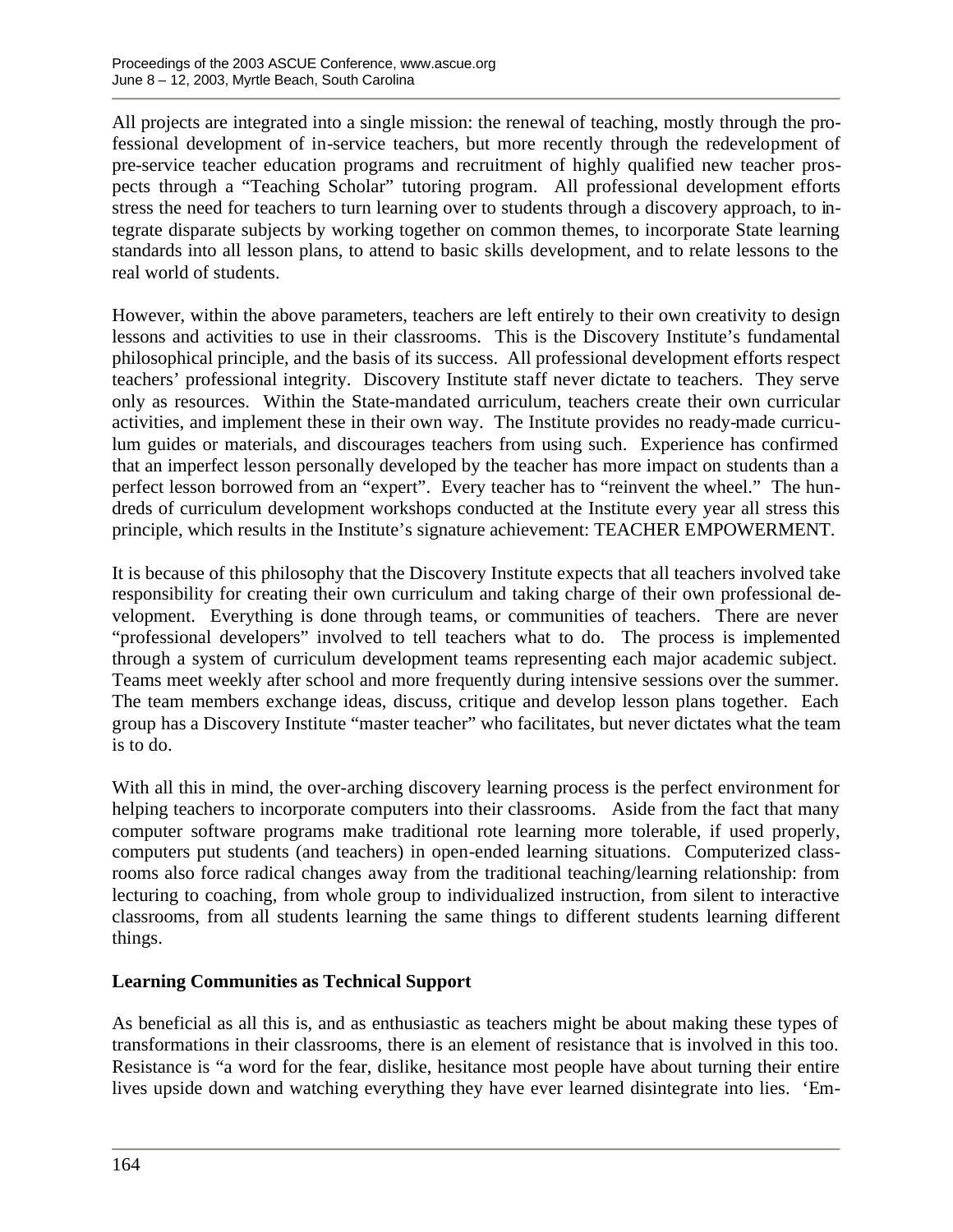All projects are integrated into a single mission: the renewal of teaching, mostly through the professional development of in-service teachers, but more recently through the redevelopment of pre-service teacher education programs and recruitment of highly qualified new teacher prospects through a "Teaching Scholar" tutoring program. All professional development efforts stress the need for teachers to turn learning over to students through a discovery approach, to integrate disparate subjects by working together on common themes, to incorporate State learning standards into all lesson plans, to attend to basic skills development, and to relate lessons to the real world of students.

However, within the above parameters, teachers are left entirely to their own creativity to design lessons and activities to use in their classrooms. This is the Discovery Institute's fundamental philosophical principle, and the basis of its success. All professional development efforts respect teachers' professional integrity. Discovery Institute staff never dictate to teachers. They serve only as resources. Within the State-mandated curriculum, teachers create their own curricular activities, and implement these in their own way. The Institute provides no ready-made curriculum guides or materials, and discourages teachers from using such. Experience has confirmed that an imperfect lesson personally developed by the teacher has more impact on students than a perfect lesson borrowed from an "expert". Every teacher has to "reinvent the wheel." The hundreds of curriculum development workshops conducted at the Institute every year all stress this principle, which results in the Institute's signature achievement: TEACHER EMPOWERMENT.

It is because of this philosophy that the Discovery Institute expects that all teachers involved take responsibility for creating their own curriculum and taking charge of their own professional development. Everything is done through teams, or communities of teachers. There are never "professional developers" involved to tell teachers what to do. The process is implemented through a system of curriculum development teams representing each major academic subject. Teams meet weekly after school and more frequently during intensive sessions over the summer. The team members exchange ideas, discuss, critique and develop lesson plans together. Each group has a Discovery Institute "master teacher" who facilitates, but never dictates what the team is to do.

With all this in mind, the over-arching discovery learning process is the perfect environment for helping teachers to incorporate computers into their classrooms. Aside from the fact that many computer software programs make traditional rote learning more tolerable, if used properly, computers put students (and teachers) in open-ended learning situations. Computerized classrooms also force radical changes away from the traditional teaching/learning relationship: from lecturing to coaching, from whole group to individualized instruction, from silent to interactive classrooms, from all students learning the same things to different students learning different things.

## Learning Communities as Technical Support

As beneficial as all this is, and as enthusiastic as teachers might be about making these types of transformations in their classrooms, there is an element of resistance that is involved in this too. Resistance is "a word for the fear, dislike, hesitance most people have about turning their entire lives upside down and watching everything they have ever learned disintegrate into lies. 'Em-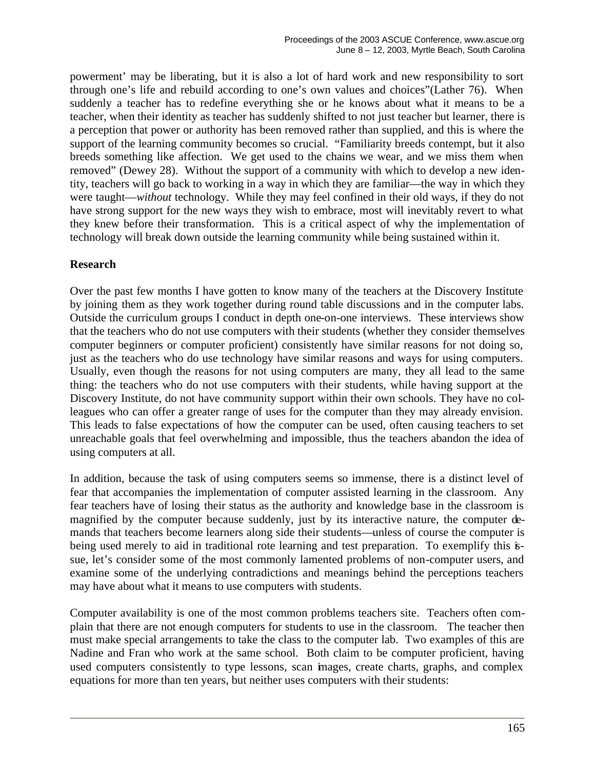powerment' may be liberating, but it is also a lot of hard work and new responsibility to sort through one's life and rebuild according to one's own values and choices"(Lather 76). When suddenly a teacher has to redefine everything she or he knows about what it means to be a teacher, when their identity as teacher has suddenly shifted to not just teacher but learner, there is a perception that power or authority has been removed rather than supplied, and this is where the support of the learning community becomes so crucial. "Familiarity breeds contempt, but it also breeds something like affection. We get used to the chains we wear, and we miss them when removed" (Dewey 28). Without the support of a community with which to develop a new identity, teachers will go back to working in a way in which they are familiar—the way in which they were taught—*without* technology. While they may feel confined in their old ways, if they do not have strong support for the new ways they wish to embrace, most will inevitably revert to what they knew before their transformation. This is a critical aspect of why the implementation of technology will break down outside the learning community while being sustained within it.

## Research

Over the past few months I have gotten to know many of the teachers at the Discovery Institute by joining them as they work together during round table discussions and in the computer labs. Outside the curriculum groups I conduct in depth one-on-one interviews. These interviews show that the teachers who do not use computers with their students (whether they consider themselves computer beginners or computer proficient) consistently have similar reasons for not doing so, just as the teachers who do use technology have similar reasons and ways for using computers. Usually, even though the reasons for not using computers are many, they all lead to the same thing: the teachers who do not use computers with their students, while having support at the Discovery Institute, do not have community support within their own schools. They have no colleagues who can offer a greater range of uses for the computer than they may already envision. This leads to false expectations of how the computer can be used, often causing teachers to set unreachable goals that feel overwhelming and impossible, thus the teachers abandon the idea of using computers at all.

In addition, because the task of using computers seems so immense, there is a distinct level of fear that accompanies the implementation of computer assisted learning in the classroom. Any fear teachers have of losing their status as the authority and knowledge base in the classroom is magnified by the computer because suddenly, just by its interactive nature, the computer demands that teachers become learners along side their students—unless of course the computer is being used merely to aid in traditional rote learning and test preparation. To exemplify this issue, let's consider some of the most commonly lamented problems of non-computer users, and examine some of the underlying contradictions and meanings behind the perceptions teachers may have about what it means to use computers with students.

Computer availability is one of the most common problems teachers site. Teachers often complain that there are not enough computers for students to use in the classroom. The teacher then must make special arrangements to take the class to the computer lab. Two examples of this are Nadine and Fran who work at the same school. Both claim to be computer proficient, having used computers consistently to type lessons, scan images, create charts, graphs, and complex equations for more than ten years, but neither uses computers with their students: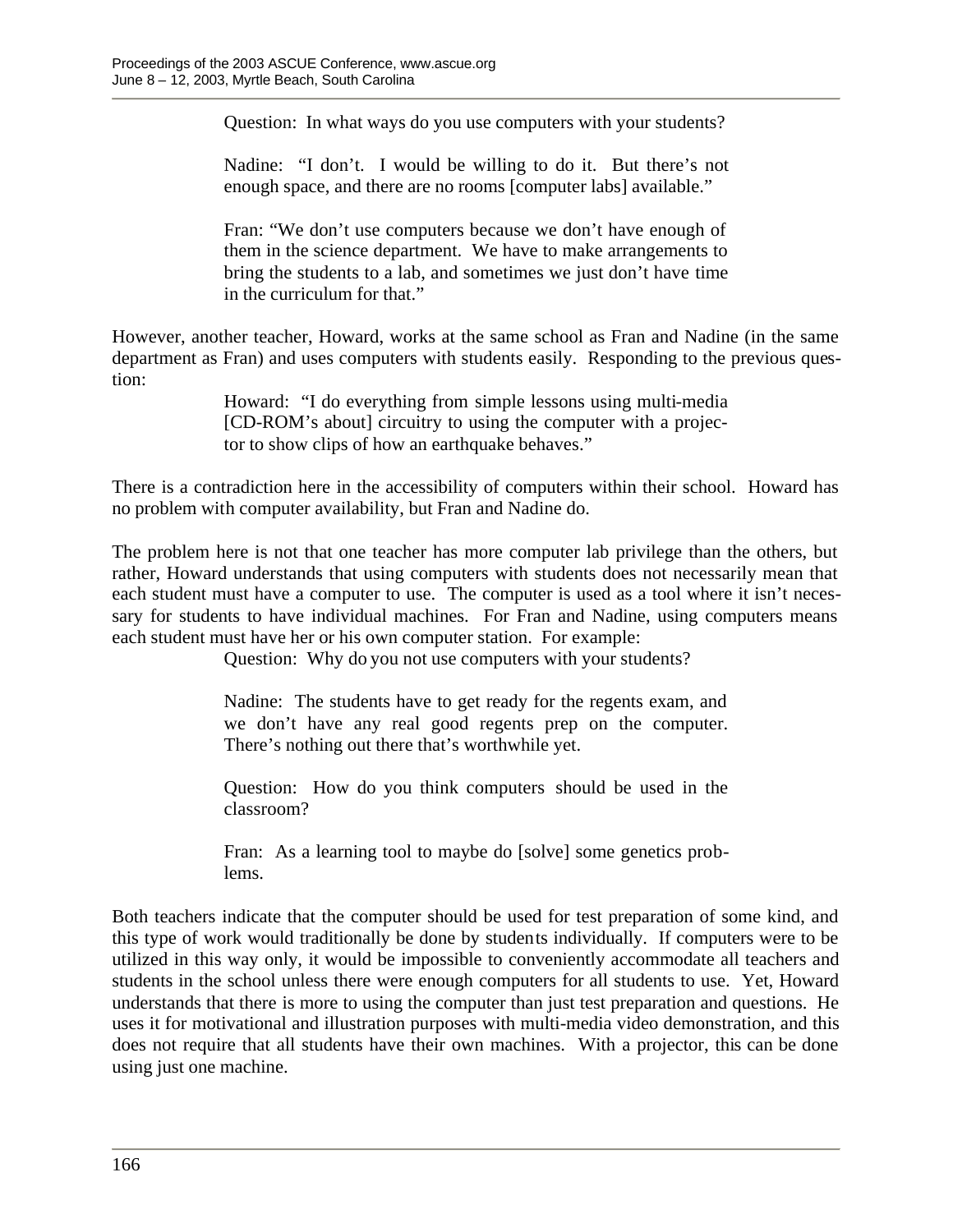> Question: In what ways do you use computers with your students?
>
> Nadine: "I don't. I would be willing to do it. But there's not enough space, and there are no rooms [computer labs] available."
>
> Fran: "We don't use computers because we don't have enough of them in the science department. We have to make arrangements to bring the students to a lab, and sometimes we just don't have time in the curriculum for that."

However, another teacher, Howard, works at the same school as Fran and Nadine (in the same department as Fran) and uses computers with students easily. Responding to the previous question:

> Howard: "I do everything from simple lessons using multi-media [CD-ROM's about] circuitry to using the computer with a projector to show clips of how an earthquake behaves."

There is a contradiction here in the accessibility of computers within their school. Howard has no problem with computer availability, but Fran and Nadine do.

The problem here is not that one teacher has more computer lab privilege than the others, but rather, Howard understands that using computers with students does not necessarily mean that each student must have a computer to use. The computer is used as a tool where it isn't necessary for students to have individual machines. For Fran and Nadine, using computers means each student must have her or his own computer station. For example:

> Question: Why do you not use computers with your students?
>
> Nadine: The students have to get ready for the regents exam, and we don't have any real good regents prep on the computer. There's nothing out there that's worthwhile yet.
>
> Question: How do you think computers should be used in the classroom?
>
> Fran: As a learning tool to maybe do [solve] some genetics problems.

Both teachers indicate that the computer should be used for test preparation of some kind, and this type of work would traditionally be done by students individually. If computers were to be utilized in this way only, it would be impossible to conveniently accommodate all teachers and students in the school unless there were enough computers for all students to use. Yet, Howard understands that there is more to using the computer than just test preparation and questions. He uses it for motivational and illustration purposes with multi-media video demonstration, and this does not require that all students have their own machines. With a projector, this can be done using just one machine.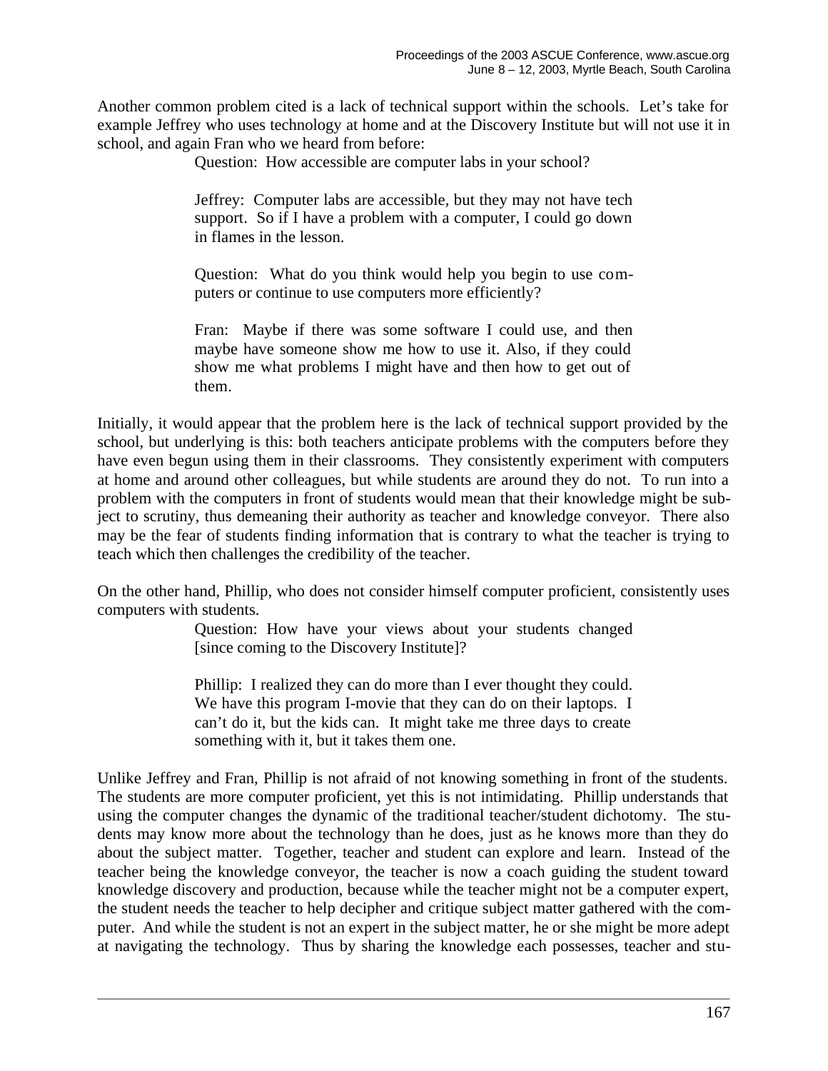Another common problem cited is a lack of technical support within the schools. Let's take for example Jeffrey who uses technology at home and at the Discovery Institute but will not use it in school, and again Fran who we heard from before:

> Question: How accessible are computer labs in your school?
>
> Jeffrey: Computer labs are accessible, but they may not have tech support. So if I have a problem with a computer, I could go down in flames in the lesson.
>
> Question: What do you think would help you begin to use computers or continue to use computers more efficiently?
>
> Fran: Maybe if there was some software I could use, and then maybe have someone show me how to use it. Also, if they could show me what problems I might have and then how to get out of them.

Initially, it would appear that the problem here is the lack of technical support provided by the school, but underlying is this: both teachers anticipate problems with the computers before they have even begun using them in their classrooms. They consistently experiment with computers at home and around other colleagues, but while students are around they do not. To run into a problem with the computers in front of students would mean that their knowledge might be subject to scrutiny, thus demeaning their authority as teacher and knowledge conveyor. There also may be the fear of students finding information that is contrary to what the teacher is trying to teach which then challenges the credibility of the teacher.

On the other hand, Phillip, who does not consider himself computer proficient, consistently uses computers with students.

> Question: How have your views about your students changed [since coming to the Discovery Institute]?
>
> Phillip: I realized they can do more than I ever thought they could. We have this program I-movie that they can do on their laptops. I can't do it, but the kids can. It might take me three days to create something with it, but it takes them one.

Unlike Jeffrey and Fran, Phillip is not afraid of not knowing something in front of the students. The students are more computer proficient, yet this is not intimidating. Phillip understands that using the computer changes the dynamic of the traditional teacher/student dichotomy. The students may know more about the technology than he does, just as he knows more than they do about the subject matter. Together, teacher and student can explore and learn. Instead of the teacher being the knowledge conveyor, the teacher is now a coach guiding the student toward knowledge discovery and production, because while the teacher might not be a computer expert, the student needs the teacher to help decipher and critique subject matter gathered with the computer. And while the student is not an expert in the subject matter, he or she might be more adept at navigating the technology. Thus by sharing the knowledge each possesses, teacher and stu-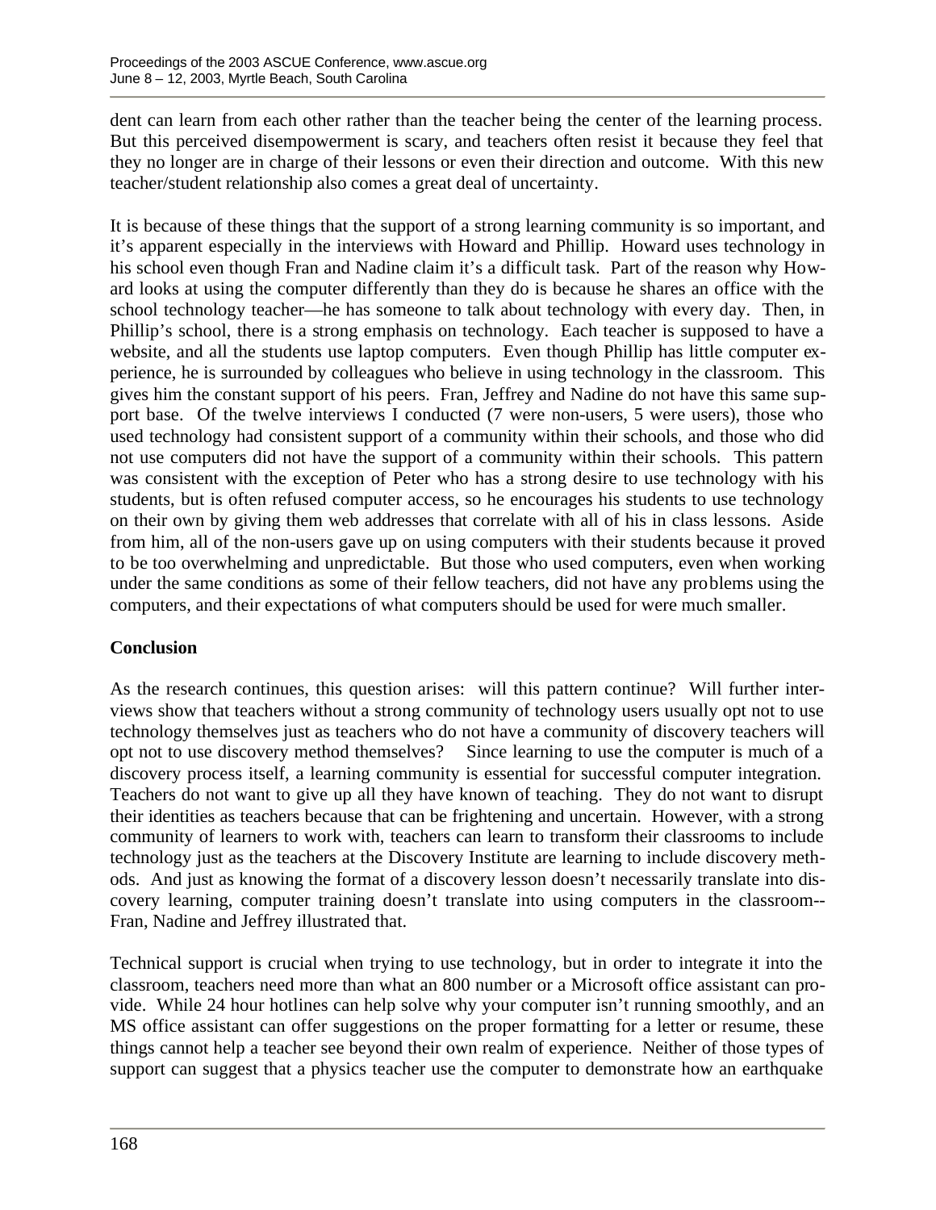dent can learn from each other rather than the teacher being the center of the learning process. But this perceived disempowerment is scary, and teachers often resist it because they feel that they no longer are in charge of their lessons or even their direction and outcome. With this new teacher/student relationship also comes a great deal of uncertainty.

It is because of these things that the support of a strong learning community is so important, and it's apparent especially in the interviews with Howard and Phillip. Howard uses technology in his school even though Fran and Nadine claim it's a difficult task. Part of the reason why Howard looks at using the computer differently than they do is because he shares an office with the school technology teacher—he has someone to talk about technology with every day. Then, in Phillip's school, there is a strong emphasis on technology. Each teacher is supposed to have a website, and all the students use laptop computers. Even though Phillip has little computer experience, he is surrounded by colleagues who believe in using technology in the classroom. This gives him the constant support of his peers. Fran, Jeffrey and Nadine do not have this same support base. Of the twelve interviews I conducted (7 were non-users, 5 were users), those who used technology had consistent support of a community within their schools, and those who did not use computers did not have the support of a community within their schools. This pattern was consistent with the exception of Peter who has a strong desire to use technology with his students, but is often refused computer access, so he encourages his students to use technology on their own by giving them web addresses that correlate with all of his in class lessons. Aside from him, all of the non-users gave up on using computers with their students because it proved to be too overwhelming and unpredictable. But those who used computers, even when working under the same conditions as some of their fellow teachers, did not have any problems using the computers, and their expectations of what computers should be used for were much smaller.

## Conclusion

As the research continues, this question arises: will this pattern continue? Will further interviews show that teachers without a strong community of technology users usually opt not to use technology themselves just as teachers who do not have a community of discovery teachers will opt not to use discovery method themselves? Since learning to use the computer is much of a discovery process itself, a learning community is essential for successful computer integration. Teachers do not want to give up all they have known of teaching. They do not want to disrupt their identities as teachers because that can be frightening and uncertain. However, with a strong community of learners to work with, teachers can learn to transform their classrooms to include technology just as the teachers at the Discovery Institute are learning to include discovery methods. And just as knowing the format of a discovery lesson doesn't necessarily translate into discovery learning, computer training doesn't translate into using computers in the classroom--Fran, Nadine and Jeffrey illustrated that.

Technical support is crucial when trying to use technology, but in order to integrate it into the classroom, teachers need more than what an 800 number or a Microsoft office assistant can provide. While 24 hour hotlines can help solve why your computer isn't running smoothly, and an MS office assistant can offer suggestions on the proper formatting for a letter or resume, these things cannot help a teacher see beyond their own realm of experience. Neither of those types of support can suggest that a physics teacher use the computer to demonstrate how an earthquake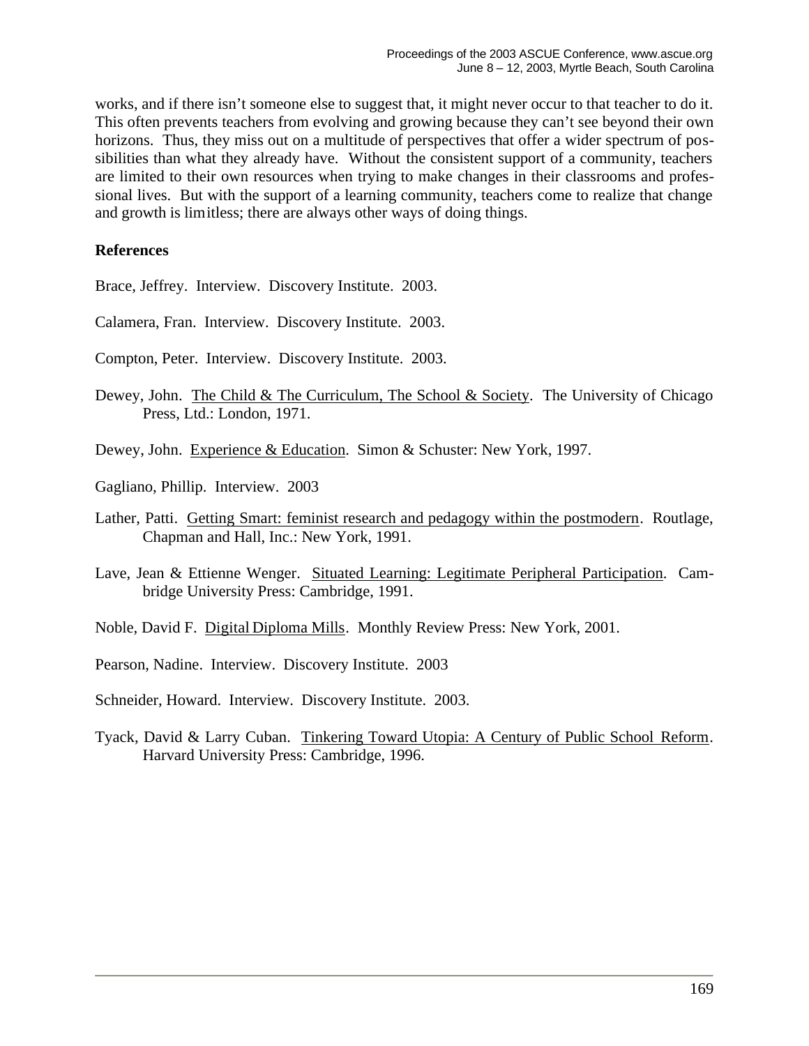works, and if there isn't someone else to suggest that, it might never occur to that teacher to do it. This often prevents teachers from evolving and growing because they can't see beyond their own horizons. Thus, they miss out on a multitude of perspectives that offer a wider spectrum of possibilities than what they already have. Without the consistent support of a community, teachers are limited to their own resources when trying to make changes in their classrooms and professional lives. But with the support of a learning community, teachers come to realize that change and growth is limitless; there are always other ways of doing things.

## References

Brace, Jeffrey. Interview. Discovery Institute. 2003.

Calamera, Fran. Interview. Discovery Institute. 2003.

Compton, Peter. Interview. Discovery Institute. 2003.

Dewey, John. The Child & The Curriculum, The School & Society. The University of Chicago Press, Ltd.: London, 1971.

Dewey, John. Experience & Education. Simon & Schuster: New York, 1997.

Gagliano, Phillip. Interview. 2003

Lather, Patti. Getting Smart: feminist research and pedagogy within the postmodern. Routlage, Chapman and Hall, Inc.: New York, 1991.

Lave, Jean & Ettienne Wenger. Situated Learning: Legitimate Peripheral Participation. Cambridge University Press: Cambridge, 1991.

Noble, David F. Digital Diploma Mills. Monthly Review Press: New York, 2001.

Pearson, Nadine. Interview. Discovery Institute. 2003

Schneider, Howard. Interview. Discovery Institute. 2003.

Tyack, David & Larry Cuban. Tinkering Toward Utopia: A Century of Public School Reform. Harvard University Press: Cambridge, 1996.